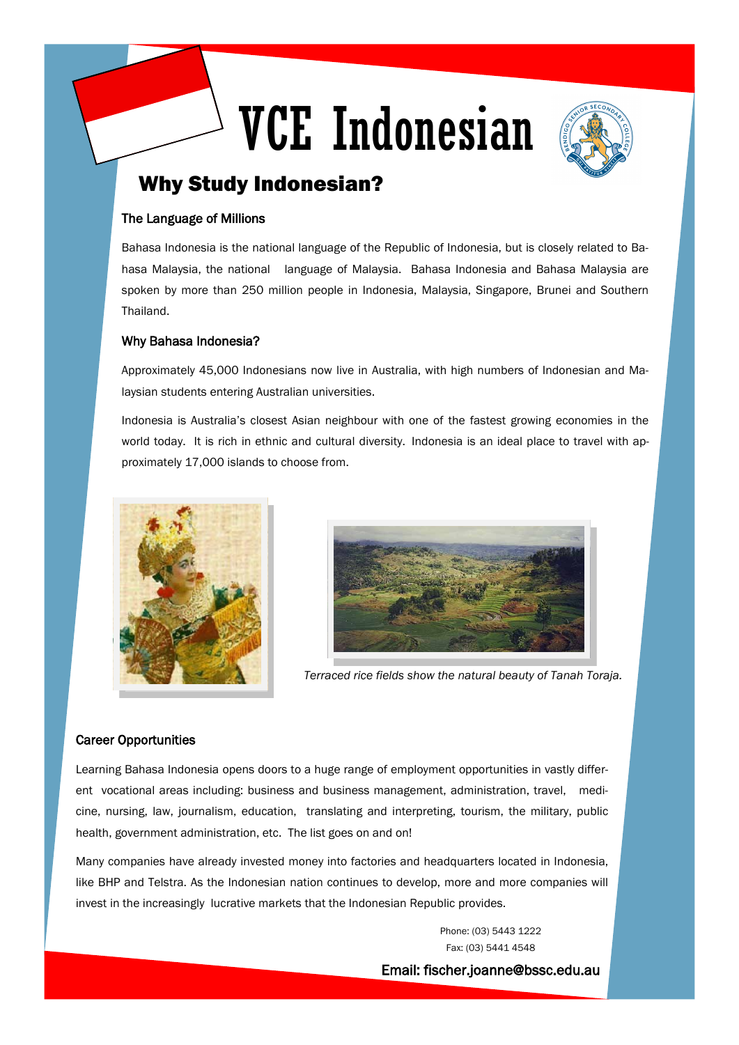# VCE Indonesian

## Why Study Indonesian?

### The Language of Millions

Bahasa Indonesia is the national language of the Republic of Indonesia, but is closely related to Bahasa Malaysia, the national language of Malaysia. Bahasa Indonesia and Bahasa Malaysia are spoken by more than 250 million people in Indonesia, Malaysia, Singapore, Brunei and Southern Thailand.

### Why Bahasa Indonesia?

Approximately 45,000 Indonesians now live in Australia, with high numbers of Indonesian and Malaysian students entering Australian universities.

Indonesia is Australia's closest Asian neighbour with one of the fastest growing economies in the world today. It is rich in ethnic and cultural diversity. Indonesia is an ideal place to travel with approximately 17,000 islands to choose from.

*Terraced rice fields show the natural beauty of Tanah Toraja.*

### Career Opportunities

Learning Bahasa Indonesia opens doors to a huge range of employment opportunities in vastly different vocational areas including: business and business management, administration, travel, medicine, nursing, law, journalism, education, translating and interpreting, tourism, the military, public health, government administration, etc. The list goes on and on!

Many companies have already invested money into factories and headquarters located in Indonesia, like BHP and Telstra. As the Indonesian nation continues to develop, more and more companies will invest in the increasingly lucrative markets that the Indonesian Republic provides.

Phone: (03) 5443 1222
Fax: (03) 5441 4548

**Email: fischer.joanne@bssc.edu.au**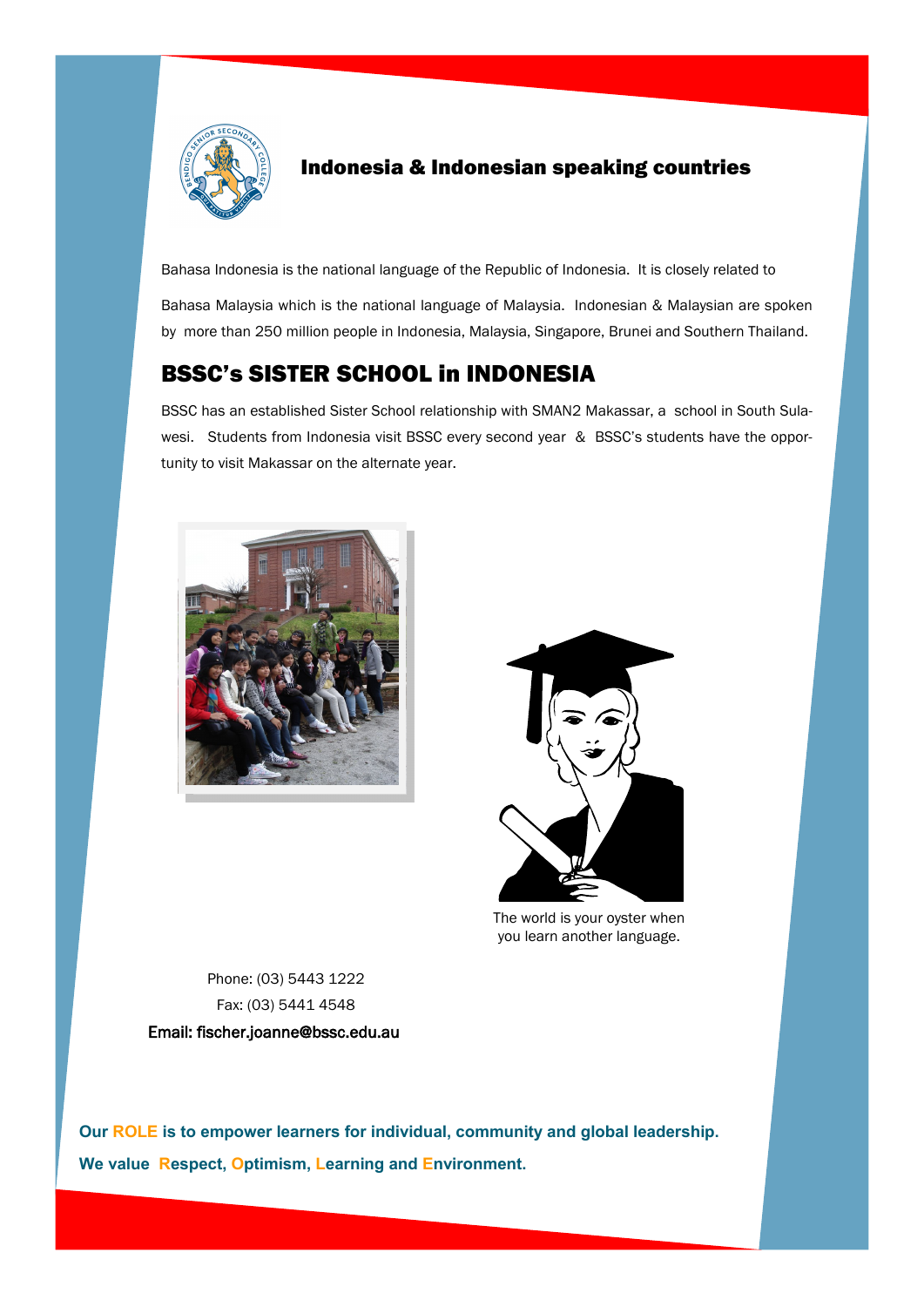## Indonesia & Indonesian speaking countries

Bahasa Indonesia is the national language of the Republic of Indonesia. It is closely related to

Bahasa Malaysia which is the national language of Malaysia. Indonesian & Malaysian are spoken by more than 250 million people in Indonesia, Malaysia, Singapore, Brunei and Southern Thailand.

## BSSC's SISTER SCHOOL in INDONESIA

BSSC has an established Sister School relationship with SMAN2 Makassar, a school in South Sulawesi. Students from Indonesia visit BSSC every second year & BSSC's students have the opportunity to visit Makassar on the alternate year.

The world is your oyster when you learn another language.

Phone: (03) 5443 1222

Fax: (03) 5441 4548

**Email: fischer.joanne@bssc.edu.au**

**Our ROLE is to empower learners for individual, community and global leadership.**

**We value Respect, Optimism, Learning and Environment.**